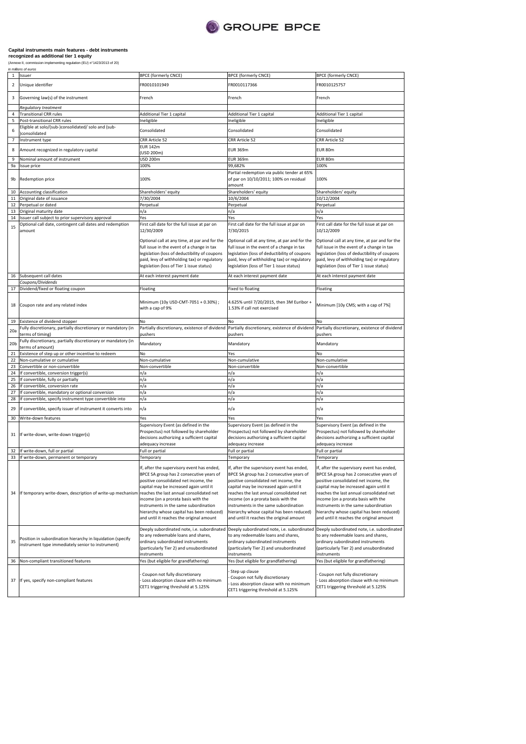**Capital instruments main features - debt instruments recognized as additional tier 1 equity**

(Annexe II, commission implementing regulation (EU) n°1423/2013 of 20)

*in millions of euros*

| | | | | |
|---|---|---|---|---|
| 1 | Issuer | BPCE (formerly CNCE) | BPCE (formerly CNCE) | BPCE (formerly CNCE) |
| 2 | Unique identifier | FR0010101949 | FR0010117366 | FR0010125757 |
| 3 | Governing law(s) of the instrument | French | French | French |
| | *Regulatory treatment* | | | |
| 4 | Transitional CRR rules | Additional Tier 1 capital | Additional Tier 1 capital | Additional Tier 1 capital |
| 5 | Post-transitional CRR rules | Ineligible | Ineligible | Ineligible |
| 6 | Eligible at solo/(sub-)consolidated/ solo and (sub-)consolidated | Consolidated | Consolidated | Consolidated |
| 7 | Instrument type | CRR Article 52 | CRR Article 52 | CRR Article 52 |
| 8 | Amount recognized in regulatory capital | EUR 142m (USD 200m) | EUR 369m | EUR 80m |
| 9 | Nominal amount of instrument | USD 200m | EUR 369m | EUR 80m |
| 9a | Issue price | 100% | 99,682% | 100% |
| 9b | Redemption price | 100% | Partial redemption via public tender at 65% of par on 10/10/2011; 100% on residual amount | 100% |
| 10 | Accounting classification | Shareholders' equity | Shareholders' equity | Shareholders' equity |
| 11 | Original date of issuance | 7/30/2004 | 10/6/2004 | 10/12/2004 |
| 12 | Perpetual or dated | Perpetual | Perpetual | Perpetual |
| 13 | Original maturity date | n/a | n/a | n/a |
| 14 | Issuer call subject to prior supervisory approval | Yes | Yes | Yes |
| 15 | Optional call date, contingent call dates and redemption amount | First call date for the full issue at par on 12/30/2009<br><br>Optional call at any time, at par and for the full issue in the event of a change in tax legislation (loss of deductibility of coupons paid, levy of withholding tax) or regulatory legislation (loss of Tier 1 issue status) | First call date for the full issue at par on 7/30/2015<br><br>Optional call at any time, at par and for the full issue in the event of a change in tax legislation (loss of deductibility of coupons paid, levy of withholding tax) or regulatory legislation (loss of Tier 1 issue status) | First call date for the full issue at par on 10/12/2009<br><br>Optional call at any time, at par and for the full issue in the event of a change in tax legislation (loss of deductibility of coupons paid, levy of withholding tax) or regulatory legislation (loss of Tier 1 issue status) |
| 16 | Subsequent call dates | At each interest payment date | At each interest payment date | At each interest payment date |
| | *Coupons/Dividends* | | | |
| 17 | Dividend/fixed or floating coupon | Floating | Fixed to floating | Floating |
| 18 | Coupon rate and any related index | Minimum (10y USD-CMT-7051 + 0.30%) ; with a cap of 9% | 4.625% until 7/20/2015, then 3M Euribor + 1.53% if call not exercised | Minimum [10y CMS; with a cap of 7%] |
| 19 | Existence of dividend stopper | No | No | No |
| 20a | Fully discretionary, partially discretionary or mandatory (in terms of timing) | Partially discretionary, existence of dividend pushers | Partially discretionary, existence of dividend pushers | Partially discretionary, existence of dividend pushers |
| 20b | Fully discretionary, partially discretionary or mandatory (in terms of amount) | Mandatory | Mandatory | Mandatory |
| 21 | Existence of step up or other incentive to redeem | No | Yes | No |
| 22 | Non-cumulative or cumulative | Non-cumulative | Non-cumulative | Non-cumulative |
| 23 | Convertible or non-convertible | Non-convertible | Non-convertible | Non-convertible |
| 24 | If convertible, conversion trigger(s) | n/a | n/a | n/a |
| 25 | If convertible, fully or partially | n/a | n/a | n/a |
| 26 | If convertible, conversion rate | n/a | n/a | n/a |
| 27 | If convertible, mandatory or optional conversion | n/a | n/a | n/a |
| 28 | If convertible, specify instrument type convertible into | n/a | n/a | n/a |
| 29 | If convertible, specify issuer of instrument it converts into | n/a | n/a | n/a |
| 30 | Write-down features | Yes | Yes | Yes |
| 31 | If write-down, write-down trigger(s) | Supervisory Event (as defined in the Prospectus) not followed by shareholder decisions authorizing a sufficient capital adequacy increase | Supervisory Event (as defined in the Prospectus) not followed by shareholder decisions authorizing a sufficient capital adequacy increase | Supervisory Event (as defined in the Prospectus) not followed by shareholder decisions authorizing a sufficient capital adequacy increase |
| 32 | If write-down, full or partial | Full or partial | Full or partial | Full or partial |
| 33 | If write-down, permanent or temporary | Temporary | Temporary | Temporary |
| 34 | If temporary write-down, description of write-up mechanism | If, after the supervisory event has ended, BPCE SA group has 2 consecutive years of positive consolidated net income, the capital may be increased again until it reaches the last annual consolidated net income (on a prorata basis with the instruments in the same subordination hierarchy whose capital has been reduced) and until it reaches the original amount | If, after the supervisory event has ended, BPCE SA group has 2 consecutive years of positive consolidated net income, the capital may be increased again until it reaches the last annual consolidated net income (on a prorata basis with the instruments in the same subordination hierarchy whose capital has been reduced) and until it reaches the original amount | If, after the supervisory event has ended, BPCE SA group has 2 consecutive years of positive consolidated net income, the capital may be increased again until it reaches the last annual consolidated net income (on a prorata basis with the instruments in the same subordination hierarchy whose capital has been reduced) and until it reaches the original amount |
| 35 | Position in subordination hierarchy in liquidation (specify instrument type immediately senior to instrument) | Deeply subordinated note, i.e. subordinated to any redeemable loans and shares, ordinary subordinated instruments (particularly Tier 2) and unsubordinated instruments | Deeply subordinated note, i.e. subordinated to any redeemable loans and shares, ordinary subordinated instruments (particularly Tier 2) and unsubordinated instruments | Deeply subordinated note, i.e. subordinated to any redeemable loans and shares, ordinary subordinated instruments (particularly Tier 2) and unsubordinated instruments |
| 36 | Non-compliant transitioned features | Yes (but eligible for grandfathering) | Yes (but eligible for grandfathering) | Yes (but eligible for grandfathering) |
| 37 | If yes, specify non-compliant features | - Coupon not fully discretionary<br>- Loss absorption clause with no minimum CET1 triggering threshold at 5.125% | - Step up clause<br>- Coupon not fully discretionary<br>- Loss absorption clause with no minimum CET1 triggering threshold at 5.125% | - Coupon not fully discretionary<br>- Loss absorption clause with no minimum CET1 triggering threshold at 5.125% |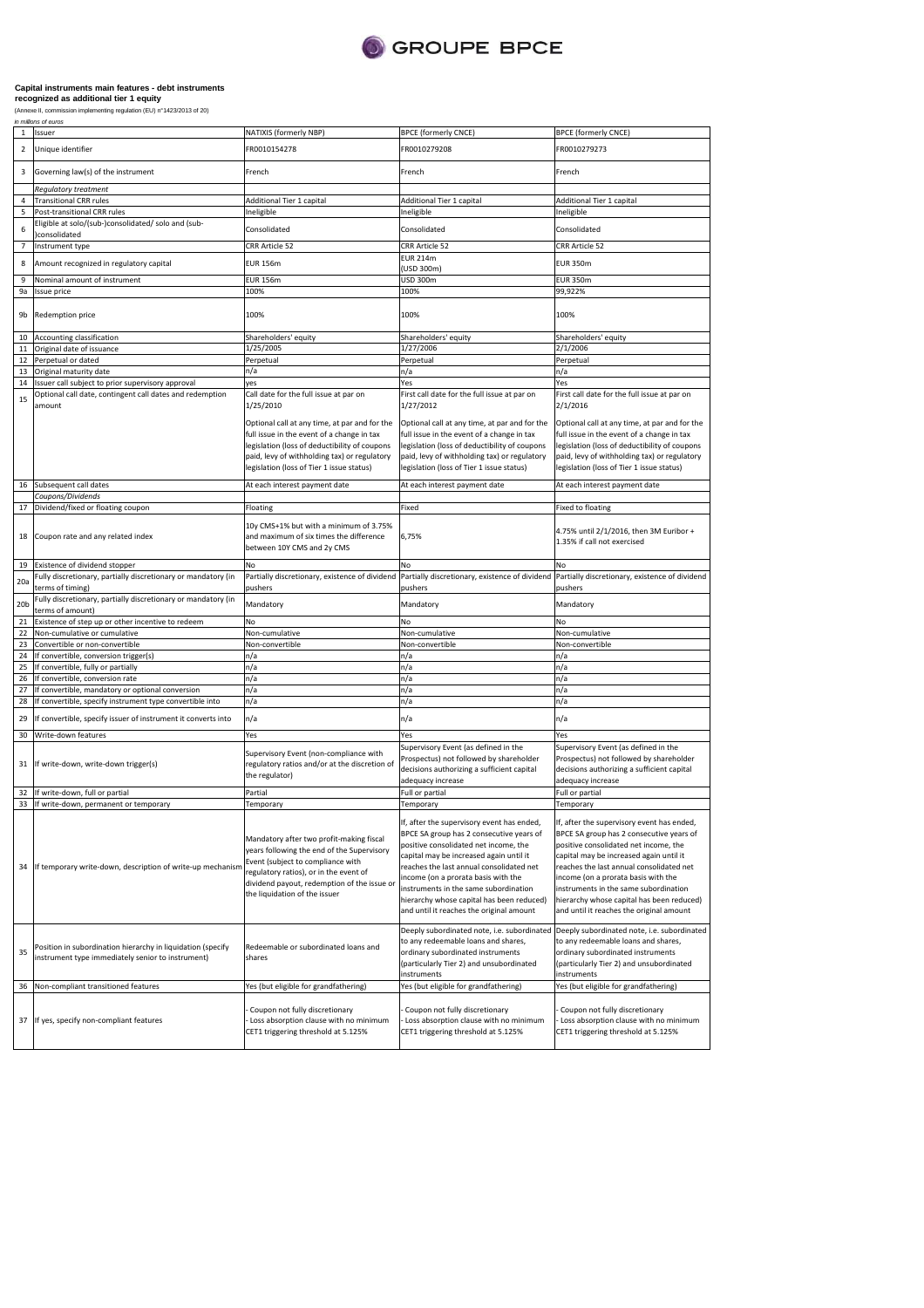**Capital instruments main features - debt instruments recognized as additional tier 1 equity**

(Annexe II, commission implementing regulation (EU) n°1423/2013 of 20)

*in millions of euros*

| | | | | |
|---|---|---|---|---|
| 1 | Issuer | NATIXIS (formerly NBP) | BPCE (formerly CNCE) | BPCE (formerly CNCE) |
| 2 | Unique identifier | FR0010154278 | FR0010279208 | FR0010279273 |
| 3 | Governing law(s) of the instrument | French | French | French |
| | *Regulatory treatment* | | | |
| 4 | Transitional CRR rules | Additional Tier 1 capital | Additional Tier 1 capital | Additional Tier 1 capital |
| 5 | Post-transitional CRR rules | Ineligible | Ineligible | Ineligible |
| 6 | Eligible at solo/(sub-)consolidated/ solo and (sub-)consolidated | Consolidated | Consolidated | Consolidated |
| 7 | Instrument type | CRR Article 52 | CRR Article 52 | CRR Article 52 |
| 8 | Amount recognized in regulatory capital | EUR 156m | EUR 214m (USD 300m) | EUR 350m |
| 9 | Nominal amount of instrument | EUR 156m | USD 300m | EUR 350m |
| 9a | Issue price | 100% | 100% | 99,922% |
| 9b | Redemption price | 100% | 100% | 100% |
| 10 | Accounting classification | Shareholders' equity | Shareholders' equity | Shareholders' equity |
| 11 | Original date of issuance | 1/25/2005 | 1/27/2006 | 2/1/2006 |
| 12 | Perpetual or dated | Perpetual | Perpetual | Perpetual |
| 13 | Original maturity date | n/a | n/a | n/a |
| 14 | Issuer call subject to prior supervisory approval | yes | Yes | Yes |
| 15 | Optional call date, contingent call dates and redemption amount | Call date for the full issue at par on 1/25/2010<br><br>Optional call at any time, at par and for the full issue in the event of a change in tax legislation (loss of deductibility of coupons paid, levy of withholding tax) or regulatory legislation (loss of Tier 1 issue status) | First call date for the full issue at par on 1/27/2012<br><br>Optional call at any time, at par and for the full issue in the event of a change in tax legislation (loss of deductibility of coupons paid, levy of withholding tax) or regulatory legislation (loss of Tier 1 issue status) | First call date for the full issue at par on 2/1/2016<br><br>Optional call at any time, at par and for the full issue in the event of a change in tax legislation (loss of deductibility of coupons paid, levy of withholding tax) or regulatory legislation (loss of Tier 1 issue status) |
| 16 | Subsequent call dates | At each interest payment date | At each interest payment date | At each interest payment date |
| | *Coupons/Dividends* | | | |
| 17 | Dividend/fixed or floating coupon | Floating | Fixed | Fixed to floating |
| 18 | Coupon rate and any related index | 10y CMS+1% but with a minimum of 3.75% and maximum of six times the difference between 10Y CMS and 2y CMS | 6,75% | 4.75% until 2/1/2016, then 3M Euribor + 1.35% if call not exercised |
| 19 | Existence of dividend stopper | No | No | No |
| 20a | Fully discretionary, partially discretionary or mandatory (in terms of timing) | Partially discretionary, existence of dividend pushers | Partially discretionary, existence of dividend pushers | Partially discretionary, existence of dividend pushers |
| 20b | Fully discretionary, partially discretionary or mandatory (in terms of amount) | Mandatory | Mandatory | Mandatory |
| 21 | Existence of step up or other incentive to redeem | No | No | No |
| 22 | Non-cumulative or cumulative | Non-cumulative | Non-cumulative | Non-cumulative |
| 23 | Convertible or non-convertible | Non-convertible | Non-convertible | Non-convertible |
| 24 | If convertible, conversion trigger(s) | n/a | n/a | n/a |
| 25 | If convertible, fully or partially | n/a | n/a | n/a |
| 26 | If convertible, conversion rate | n/a | n/a | n/a |
| 27 | If convertible, mandatory or optional conversion | n/a | n/a | n/a |
| 28 | If convertible, specify instrument type convertible into | n/a | n/a | n/a |
| 29 | If convertible, specify issuer of instrument it converts into | n/a | n/a | n/a |
| 30 | Write-down features | Yes | Yes | Yes |
| 31 | If write-down, write-down trigger(s) | Supervisory Event (non-compliance with regulatory ratios and/or at the discretion of the regulator) | Supervisory Event (as defined in the Prospectus) not followed by shareholder decisions authorizing a sufficient capital adequacy increase | Supervisory Event (as defined in the Prospectus) not followed by shareholder decisions authorizing a sufficient capital adequacy increase |
| 32 | If write-down, full or partial | Partial | Full or partial | Full or partial |
| 33 | If write-down, permanent or temporary | Temporary | Temporary | Temporary |
| 34 | If temporary write-down, description of write-up mechanism | Mandatory after two profit-making fiscal years following the end of the Supervisory Event (subject to compliance with regulatory ratios), or in the event of dividend payout, redemption of the issue or the liquidation of the issuer | If, after the supervisory event has ended, BPCE SA group has 2 consecutive years of positive consolidated net income, the capital may be increased again until it reaches the last annual consolidated net income (on a prorata basis with the instruments in the same subordination hierarchy whose capital has been reduced) and until it reaches the original amount | If, after the supervisory event has ended, BPCE SA group has 2 consecutive years of positive consolidated net income, the capital may be increased again until it reaches the last annual consolidated net income (on a prorata basis with the instruments in the same subordination hierarchy whose capital has been reduced) and until it reaches the original amount |
| 35 | Position in subordination hierarchy in liquidation (specify instrument type immediately senior to instrument) | Redeemable or subordinated loans and shares | Deeply subordinated note, i.e. subordinated to any redeemable loans and shares, ordinary subordinated instruments (particularly Tier 2) and unsubordinated instruments | Deeply subordinated note, i.e. subordinated to any redeemable loans and shares, ordinary subordinated instruments (particularly Tier 2) and unsubordinated instruments |
| 36 | Non-compliant transitioned features | Yes (but eligible for grandfathering) | Yes (but eligible for grandfathering) | Yes (but eligible for grandfathering) |
| 37 | If yes, specify non-compliant features | - Coupon not fully discretionary<br>- Loss absorption clause with no minimum CET1 triggering threshold at 5.125% | - Coupon not fully discretionary<br>- Loss absorption clause with no minimum CET1 triggering threshold at 5.125% | - Coupon not fully discretionary<br>- Loss absorption clause with no minimum CET1 triggering threshold at 5.125% |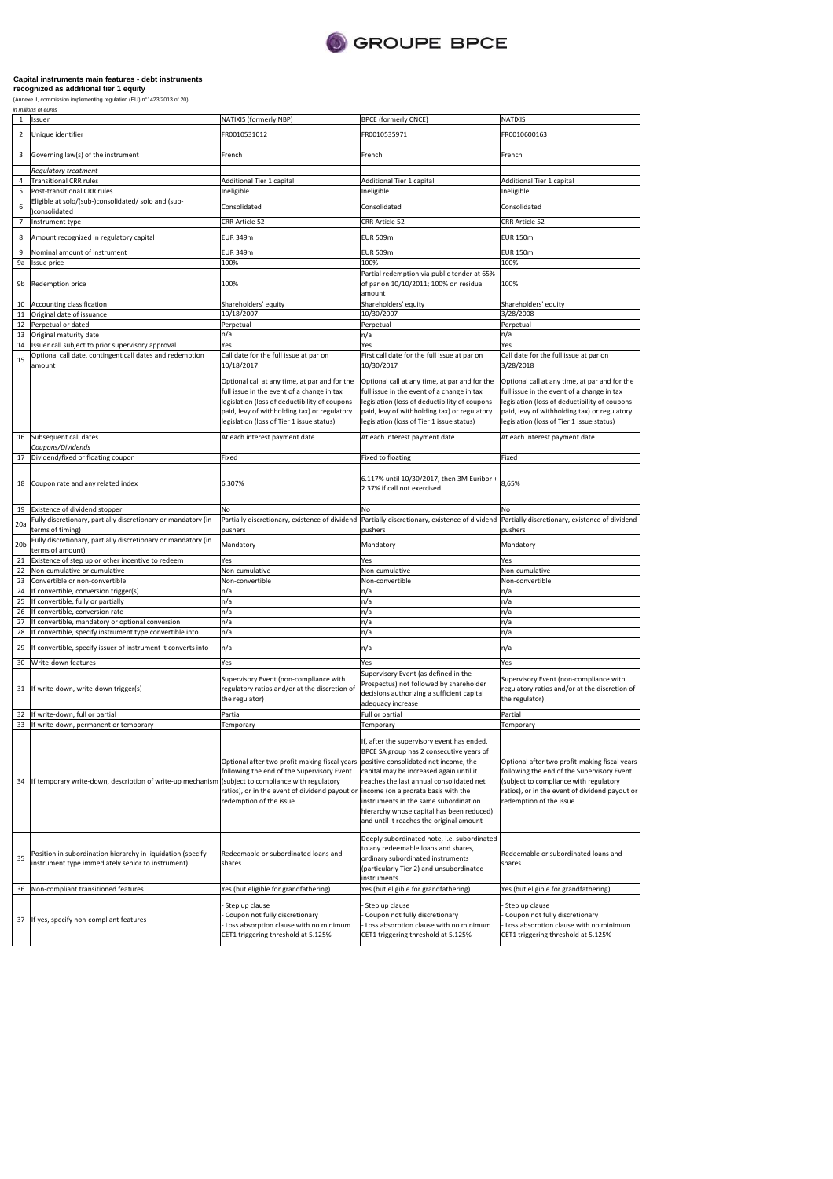**Capital instruments main features - debt instruments recognized as additional tier 1 equity**

(Annexe II, commission implementing regulation (EU) n°1423/2013 of 20)

*in millions of euros*

| | | | | |
|---|---|---|---|---|
| 1 | Issuer | NATIXIS (formerly NBP) | BPCE (formerly CNCE) | NATIXIS |
| 2 | Unique identifier | FR0010531012 | FR0010535971 | FR0010600163 |
| 3 | Governing law(s) of the instrument | French | French | French |
| | *Regulatory treatment* | | | |
| 4 | Transitional CRR rules | Additional Tier 1 capital | Additional Tier 1 capital | Additional Tier 1 capital |
| 5 | Post-transitional CRR rules | Ineligible | Ineligible | Ineligible |
| 6 | Eligible at solo/(sub-)consolidated/ solo and (sub-)consolidated | Consolidated | Consolidated | Consolidated |
| 7 | Instrument type | CRR Article 52 | CRR Article 52 | CRR Article 52 |
| 8 | Amount recognized in regulatory capital | EUR 349m | EUR 509m | EUR 150m |
| 9 | Nominal amount of instrument | EUR 349m | EUR 509m | EUR 150m |
| 9a | Issue price | 100% | 100% | 100% |
| 9b | Redemption price | 100% | Partial redemption via public tender at 65% of par on 10/10/2011; 100% on residual amount | 100% |
| 10 | Accounting classification | Shareholders' equity | Shareholders' equity | Shareholders' equity |
| 11 | Original date of issuance | 10/18/2007 | 10/30/2007 | 3/28/2008 |
| 12 | Perpetual or dated | Perpetual | Perpetual | Perpetual |
| 13 | Original maturity date | n/a | n/a | n/a |
| 14 | Issuer call subject to prior supervisory approval | Yes | Yes | Yes |
| 15 | Optional call date, contingent call dates and redemption amount | Call date for the full issue at par on 10/18/2017<br><br>Optional call at any time, at par and for the full issue in the event of a change in tax legislation (loss of deductibility of coupons paid, levy of withholding tax) or regulatory legislation (loss of Tier 1 issue status) | First call date for the full issue at par on 10/30/2017<br><br>Optional call at any time, at par and for the full issue in the event of a change in tax legislation (loss of deductibility of coupons paid, levy of withholding tax) or regulatory legislation (loss of Tier 1 issue status) | Call date for the full issue at par on 3/28/2018<br><br>Optional call at any time, at par and for the full issue in the event of a change in tax legislation (loss of deductibility of coupons paid, levy of withholding tax) or regulatory legislation (loss of Tier 1 issue status) |
| 16 | Subsequent call dates | At each interest payment date | At each interest payment date | At each interest payment date |
| | *Coupons/Dividends* | | | |
| 17 | Dividend/fixed or floating coupon | Fixed | Fixed to floating | Fixed |
| 18 | Coupon rate and any related index | 6,307% | 6.117% until 10/30/2017, then 3M Euribor + 2.37% if call not exercised | 8,65% |
| 19 | Existence of dividend stopper | No | No | No |
| 20a | Fully discretionary, partially discretionary or mandatory (in terms of timing) | Partially discretionary, existence of dividend pushers | Partially discretionary, existence of dividend pushers | Partially discretionary, existence of dividend pushers |
| 20b | Fully discretionary, partially discretionary or mandatory (in terms of amount) | Mandatory | Mandatory | Mandatory |
| 21 | Existence of step up or other incentive to redeem | Yes | Yes | Yes |
| 22 | Non-cumulative or cumulative | Non-cumulative | Non-cumulative | Non-cumulative |
| 23 | Convertible or non-convertible | Non-convertible | Non-convertible | Non-convertible |
| 24 | If convertible, conversion trigger(s) | n/a | n/a | n/a |
| 25 | If convertible, fully or partially | n/a | n/a | n/a |
| 26 | If convertible, conversion rate | n/a | n/a | n/a |
| 27 | If convertible, mandatory or optional conversion | n/a | n/a | n/a |
| 28 | If convertible, specify instrument type convertible into | n/a | n/a | n/a |
| 29 | If convertible, specify issuer of instrument it converts into | n/a | n/a | n/a |
| 30 | Write-down features | Yes | Yes | Yes |
| 31 | If write-down, write-down trigger(s) | Supervisory Event (non-compliance with regulatory ratios and/or at the discretion of the regulator) | Supervisory Event (as defined in the Prospectus) not followed by shareholder decisions authorizing a sufficient capital adequacy increase | Supervisory Event (non-compliance with regulatory ratios and/or at the discretion of the regulator) |
| 32 | If write-down, full or partial | Partial | Full or partial | Partial |
| 33 | If write-down, permanent or temporary | Temporary | Temporary | Temporary |
| 34 | If temporary write-down, description of write-up mechanism | Optional after two profit-making fiscal years following the end of the Supervisory Event (subject to compliance with regulatory ratios), or in the event of dividend payout or redemption of the issue | If, after the supervisory event has ended, BPCE SA group has 2 consecutive years of positive consolidated net income, the capital may be increased again until it reaches the last annual consolidated net income (on a prorata basis with the instruments in the same subordination hierarchy whose capital has been reduced) and until it reaches the original amount | Optional after two profit-making fiscal years following the end of the Supervisory Event (subject to compliance with regulatory ratios), or in the event of dividend payout or redemption of the issue |
| 35 | Position in subordination hierarchy in liquidation (specify instrument type immediately senior to instrument) | Redeemable or subordinated loans and shares | Deeply subordinated note, i.e. subordinated to any redeemable loans and shares, ordinary subordinated instruments (particularly Tier 2) and unsubordinated instruments | Redeemable or subordinated loans and shares |
| 36 | Non-compliant transitioned features | Yes (but eligible for grandfathering) | Yes (but eligible for grandfathering) | Yes (but eligible for grandfathering) |
| 37 | If yes, specify non-compliant features | - Step up clause<br>- Coupon not fully discretionary<br>- Loss absorption clause with no minimum CET1 triggering threshold at 5.125% | - Step up clause<br>- Coupon not fully discretionary<br>- Loss absorption clause with no minimum CET1 triggering threshold at 5.125% | - Step up clause<br>- Coupon not fully discretionary<br>- Loss absorption clause with no minimum CET1 triggering threshold at 5.125% |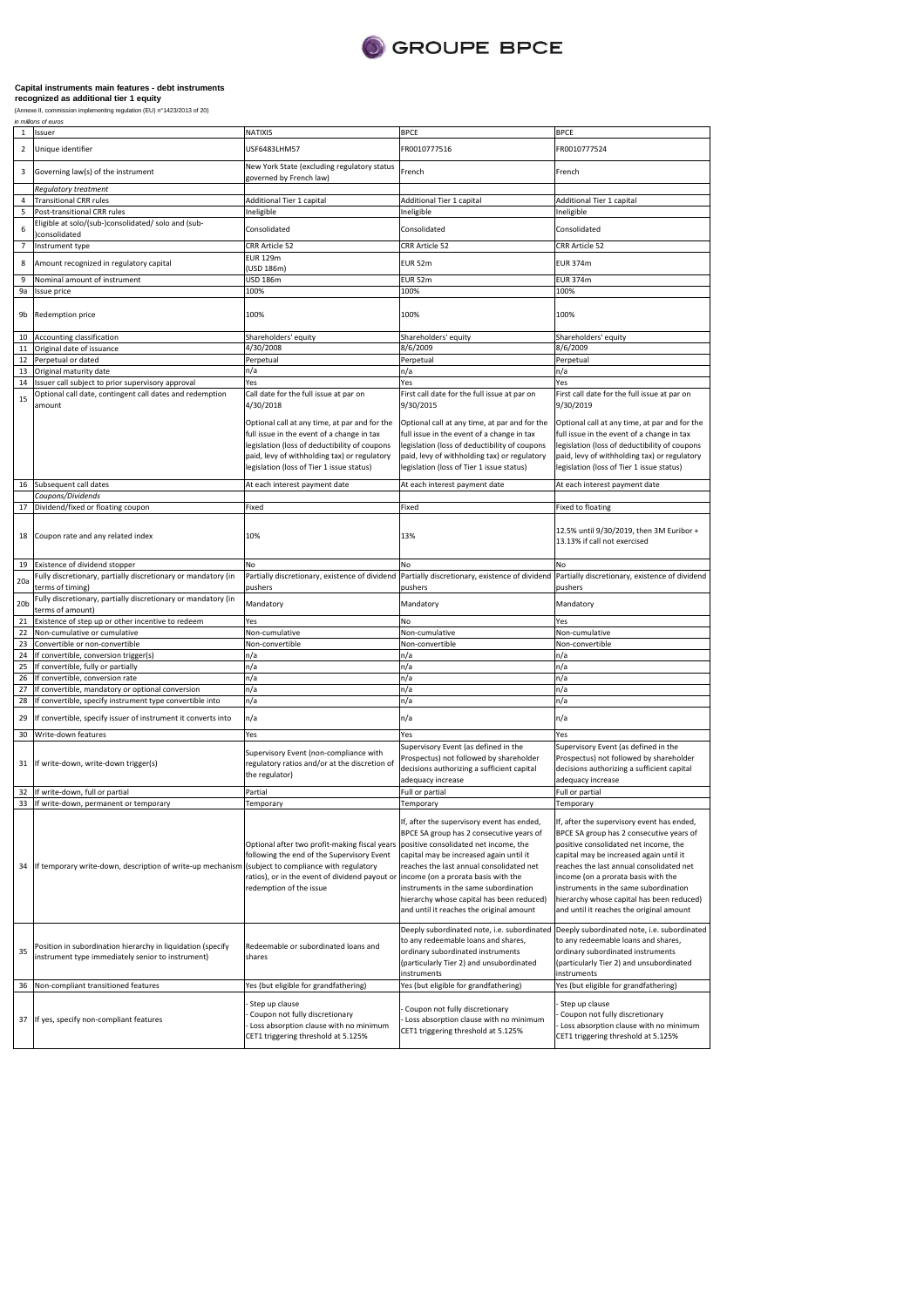**Capital instruments main features - debt instruments recognized as additional tier 1 equity**

(Annexe II, commission implementing regulation (EU) n°1423/2013 of 20)

*in millions of euros*

| # | | | | |
|---|---|---|---|---|
| 1 | Issuer | NATIXIS | BPCE | BPCE |
| 2 | Unique identifier | USF6483LHM57 | FR0010777516 | FR0010777524 |
| 3 | Governing law(s) of the instrument | New York State (excluding regulatory status governed by French law) | French | French |
| | *Regulatory treatment* | | | |
| 4 | Transitional CRR rules | Additional Tier 1 capital | Additional Tier 1 capital | Additional Tier 1 capital |
| 5 | Post-transitional CRR rules | Ineligible | Ineligible | Ineligible |
| 6 | Eligible at solo/(sub-)consolidated/ solo and (sub-)consolidated | Consolidated | Consolidated | Consolidated |
| 7 | Instrument type | CRR Article 52 | CRR Article 52 | CRR Article 52 |
| 8 | Amount recognized in regulatory capital | EUR 129m (USD 186m) | EUR 52m | EUR 374m |
| 9 | Nominal amount of instrument | USD 186m | EUR 52m | EUR 374m |
| 9a | Issue price | 100% | 100% | 100% |
| 9b | Redemption price | 100% | 100% | 100% |
| 10 | Accounting classification | Shareholders' equity | Shareholders' equity | Shareholders' equity |
| 11 | Original date of issuance | 4/30/2008 | 8/6/2009 | 8/6/2009 |
| 12 | Perpetual or dated | Perpetual | Perpetual | Perpetual |
| 13 | Original maturity date | n/a | n/a | n/a |
| 14 | Issuer call subject to prior supervisory approval | Yes | Yes | Yes |
| 15 | Optional call date, contingent call dates and redemption amount | Call date for the full issue at par on 4/30/2018<br><br>Optional call at any time, at par and for the full issue in the event of a change in tax legislation (loss of deductibility of coupons paid, levy of withholding tax) or regulatory legislation (loss of Tier 1 issue status) | First call date for the full issue at par on 9/30/2015<br><br>Optional call at any time, at par and for the full issue in the event of a change in tax legislation (loss of deductibility of coupons paid, levy of withholding tax) or regulatory legislation (loss of Tier 1 issue status) | First call date for the full issue at par on 9/30/2019<br><br>Optional call at any time, at par and for the full issue in the event of a change in tax legislation (loss of deductibility of coupons paid, levy of withholding tax) or regulatory legislation (loss of Tier 1 issue status) |
| 16 | Subsequent call dates | At each interest payment date | At each interest payment date | At each interest payment date |
| | *Coupons/Dividends* | | | |
| 17 | Dividend/fixed or floating coupon | Fixed | Fixed | Fixed to floating |
| 18 | Coupon rate and any related index | 10% | 13% | 12.5% until 9/30/2019, then 3M Euribor + 13.13% if call not exercised |
| 19 | Existence of dividend stopper | No | No | No |
| 20a | Fully discretionary, partially discretionary or mandatory (in terms of timing) | Partially discretionary, existence of dividend pushers | Partially discretionary, existence of dividend pushers | Partially discretionary, existence of dividend pushers |
| 20b | Fully discretionary, partially discretionary or mandatory (in terms of amount) | Mandatory | Mandatory | Mandatory |
| 21 | Existence of step up or other incentive to redeem | Yes | No | Yes |
| 22 | Non-cumulative or cumulative | Non-cumulative | Non-cumulative | Non-cumulative |
| 23 | Convertible or non-convertible | Non-convertible | Non-convertible | Non-convertible |
| 24 | If convertible, conversion trigger(s) | n/a | n/a | n/a |
| 25 | If convertible, fully or partially | n/a | n/a | n/a |
| 26 | If convertible, conversion rate | n/a | n/a | n/a |
| 27 | If convertible, mandatory or optional conversion | n/a | n/a | n/a |
| 28 | If convertible, specify instrument type convertible into | n/a | n/a | n/a |
| 29 | If convertible, specify issuer of instrument it converts into | n/a | n/a | n/a |
| 30 | Write-down features | Yes | Yes | Yes |
| 31 | If write-down, write-down trigger(s) | Supervisory Event (non-compliance with regulatory ratios and/or at the discretion of the regulator) | Supervisory Event (as defined in the Prospectus) not followed by shareholder decisions authorizing a sufficient capital adequacy increase | Supervisory Event (as defined in the Prospectus) not followed by shareholder decisions authorizing a sufficient capital adequacy increase |
| 32 | If write-down, full or partial | Partial | Full or partial | Full or partial |
| 33 | If write-down, permanent or temporary | Temporary | Temporary | Temporary |
| 34 | If temporary write-down, description of write-up mechanism | Optional after two profit-making fiscal years following the end of the Supervisory Event (subject to compliance with regulatory ratios), or in the event of dividend payout or redemption of the issue | If, after the supervisory event has ended, BPCE SA group has 2 consecutive years of positive consolidated net income, the capital may be increased again until it reaches the last annual consolidated net income (on a prorata basis with the instruments in the same subordination hierarchy whose capital has been reduced) and until it reaches the original amount | If, after the supervisory event has ended, BPCE SA group has 2 consecutive years of positive consolidated net income, the capital may be increased again until it reaches the last annual consolidated net income (on a prorata basis with the instruments in the same subordination hierarchy whose capital has been reduced) and until it reaches the original amount |
| 35 | Position in subordination hierarchy in liquidation (specify instrument type immediately senior to instrument) | Redeemable or subordinated loans and shares | Deeply subordinated note, i.e. subordinated to any redeemable loans and shares, ordinary subordinated instruments (particularly Tier 2) and unsubordinated instruments | Deeply subordinated note, i.e. subordinated to any redeemable loans and shares, ordinary subordinated instruments (particularly Tier 2) and unsubordinated instruments |
| 36 | Non-compliant transitioned features | Yes (but eligible for grandfathering) | Yes (but eligible for grandfathering) | Yes (but eligible for grandfathering) |
| 37 | If yes, specify non-compliant features | - Step up clause<br>- Coupon not fully discretionary<br>- Loss absorption clause with no minimum CET1 triggering threshold at 5.125% | - Coupon not fully discretionary<br>- Loss absorption clause with no minimum CET1 triggering threshold at 5.125% | - Step up clause<br>- Coupon not fully discretionary<br>- Loss absorption clause with no minimum CET1 triggering threshold at 5.125% |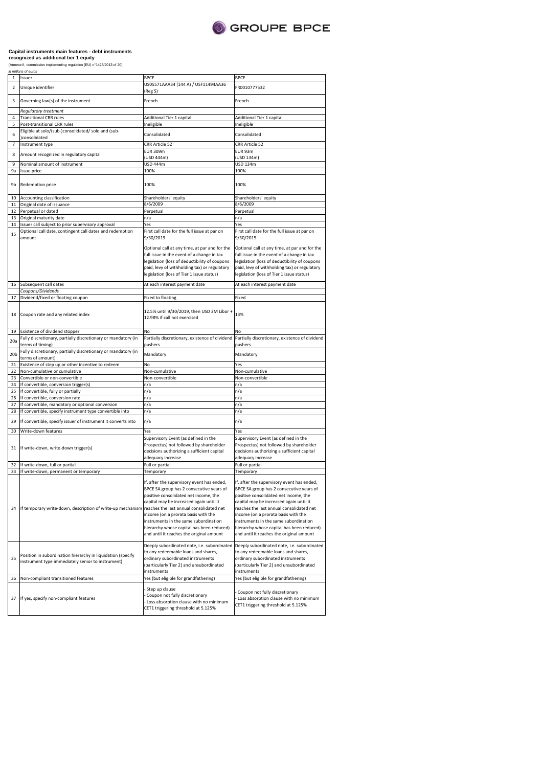**Capital instruments main features - debt instruments recognized as additional tier 1 equity**

(Annexe II, commission implementing regulation (EU) n°1423/2013 of 20)

*in millions of euros*

| | | | |
|---|---|---|---|
| 1 | Issuer | BPCE | BPCE |
| 2 | Unique identifier | US05571AAA34 (144 A) / USF11494AA36 (Reg S) | FR0010777532 |
| 3 | Governing law(s) of the instrument | French | French |
| | *Regulatory treatment* | | |
| 4 | Transitional CRR rules | Additional Tier 1 capital | Additional Tier 1 capital |
| 5 | Post-transitional CRR rules | Ineligible | Ineligible |
| 6 | Eligible at solo/(sub-)consolidated/ solo and (sub-)consolidated | Consolidated | Consolidated |
| 7 | Instrument type | CRR Article 52 | CRR Article 52 |
| 8 | Amount recognized in regulatory capital | EUR 309m (USD 444m) | EUR 93m (USD 134m) |
| 9 | Nominal amount of instrument | USD 444m | USD 134m |
| 9a | Issue price | 100% | 100% |
| 9b | Redemption price | 100% | 100% |
| 10 | Accounting classification | Shareholders' equity | Shareholders' equity |
| 11 | Original date of issuance | 8/6/2009 | 8/6/2009 |
| 12 | Perpetual or dated | Perpetual | Perpetual |
| 13 | Original maturity date | n/a | n/a |
| 14 | Issuer call subject to prior supervisory approval | Yes | Yes |
| 15 | Optional call date, contingent call dates and redemption amount | First call date for the full issue at par on 9/30/2019<br><br>Optional call at any time, at par and for the full issue in the event of a change in tax legislation (loss of deductibility of coupons paid, levy of withholding tax) or regulatory legislation (loss of Tier 1 issue status) | First call date for the full issue at par on 9/30/2015<br><br>Optional call at any time, at par and for the full issue in the event of a change in tax legislation (loss of deductibility of coupons paid, levy of withholding tax) or regulatory legislation (loss of Tier 1 issue status) |
| 16 | Subsequent call dates | At each interest payment date | At each interest payment date |
| | *Coupons/Dividends* | | |
| 17 | Dividend/fixed or floating coupon | Fixed to floating | Fixed |
| 18 | Coupon rate and any related index | 12.5% until 9/30/2019, then USD 3M Libor + 12.98% if call not exercised | 13% |
| 19 | Existence of dividend stopper | No | No |
| 20a | Fully discretionary, partially discretionary or mandatory (in terms of timing) | Partially discretionary, existence of dividend pushers | Partially discretionary, existence of dividend pushers |
| 20b | Fully discretionary, partially discretionary or mandatory (in terms of amount) | Mandatory | Mandatory |
| 21 | Existence of step up or other incentive to redeem | No | Yes |
| 22 | Non-cumulative or cumulative | Non-cumulative | Non-cumulative |
| 23 | Convertible or non-convertible | Non-convertible | Non-convertible |
| 24 | If convertible, conversion trigger(s) | n/a | n/a |
| 25 | If convertible, fully or partially | n/a | n/a |
| 26 | If convertible, conversion rate | n/a | n/a |
| 27 | If convertible, mandatory or optional conversion | n/a | n/a |
| 28 | If convertible, specify instrument type convertible into | n/a | n/a |
| 29 | If convertible, specify issuer of instrument it converts into | n/a | n/a |
| 30 | Write-down features | Yes | Yes |
| 31 | If write-down, write-down trigger(s) | Supervisory Event (as defined in the Prospectus) not followed by shareholder decisions authorizing a sufficient capital adequacy increase | Supervisory Event (as defined in the Prospectus) not followed by shareholder decisions authorizing a sufficient capital adequacy increase |
| 32 | If write-down, full or partial | Full or partial | Full or partial |
| 33 | If write-down, permanent or temporary | Temporary | Temporary |
| 34 | If temporary write-down, description of write-up mechanism | If, after the supervisory event has ended, BPCE SA group has 2 consecutive years of positive consolidated net income, the capital may be increased again until it reaches the last annual consolidated net income (on a prorata basis with the instruments in the same subordination hierarchy whose capital has been reduced) and until it reaches the original amount | If, after the supervisory event has ended, BPCE SA group has 2 consecutive years of positive consolidated net income, the capital may be increased again until it reaches the last annual consolidated net income (on a prorata basis with the instruments in the same subordination hierarchy whose capital has been reduced) and until it reaches the original amount |
| 35 | Position in subordination hierarchy in liquidation (specify instrument type immediately senior to instrument) | Deeply subordinated note, i.e. subordinated to any redeemable loans and shares, ordinary subordinated instruments (particularly Tier 2) and unsubordinated instruments | Deeply subordinated note, i.e. subordinated to any redeemable loans and shares, ordinary subordinated instruments (particularly Tier 2) and unsubordinated instruments |
| 36 | Non-compliant transitioned features | Yes (but eligible for grandfathering) | Yes (but eligible for grandfathering) |
| 37 | If yes, specify non-compliant features | - Step up clause<br>- Coupon not fully discretionary<br>- Loss absorption clause with no minimum CET1 triggering threshold at 5.125% | - Coupon not fully discretionary<br>- Loss absorption clause with no minimum CET1 triggering threshold at 5.125% |